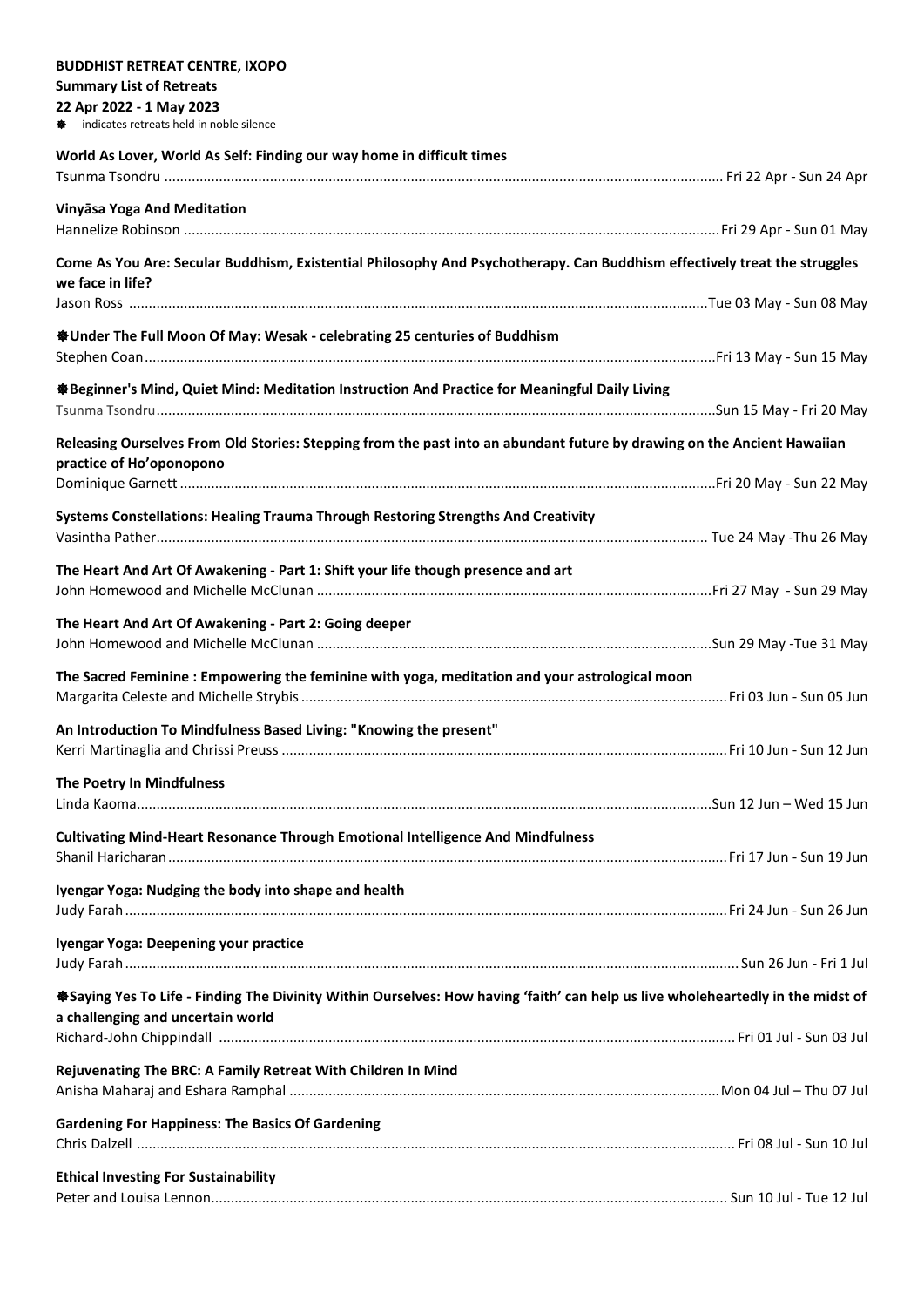**BUDDHIST RETREAT CENTRE, IXOPO**

**Summary List of Retreats**

**22 Apr 2022 - 1 May 2023**

❋ indicates retreats held in noble silence

**World As Lover, World As Self: Finding our way home in difficult times**
Tsunma Tsondru ........ Fri 22 Apr - Sun 24 Apr

**Vinyāsa Yoga And Meditation**
Hannelize Robinson ........ Fri 29 Apr - Sun 01 May

**Come As You Are: Secular Buddhism, Existential Philosophy And Psychotherapy. Can Buddhism effectively treat the struggles we face in life?**
Jason Ross ........ Tue 03 May - Sun 08 May

**❋Under The Full Moon Of May: Wesak - celebrating 25 centuries of Buddhism**
Stephen Coan ........ Fri 13 May - Sun 15 May

**❋Beginner's Mind, Quiet Mind: Meditation Instruction And Practice for Meaningful Daily Living**
Tsunma Tsondru ........ Sun 15 May - Fri 20 May

**Releasing Ourselves From Old Stories: Stepping from the past into an abundant future by drawing on the Ancient Hawaiian practice of Ho'oponopono**
Dominique Garnett ........ Fri 20 May - Sun 22 May

**Systems Constellations: Healing Trauma Through Restoring Strengths And Creativity**
Vasintha Pather ........ Tue 24 May -Thu 26 May

**The Heart And Art Of Awakening - Part 1: Shift your life though presence and art**
John Homewood and Michelle McClunan ........ Fri 27 May - Sun 29 May

**The Heart And Art Of Awakening - Part 2: Going deeper**
John Homewood and Michelle McClunan ........ Sun 29 May -Tue 31 May

**The Sacred Feminine : Empowering the feminine with yoga, meditation and your astrological moon**
Margarita Celeste and Michelle Strybis ........ Fri 03 Jun - Sun 05 Jun

**An Introduction To Mindfulness Based Living: "Knowing the present"**
Kerri Martinaglia and Chrissi Preuss ........ Fri 10 Jun - Sun 12 Jun

**The Poetry In Mindfulness**
Linda Kaoma ........ Sun 12 Jun – Wed 15 Jun

**Cultivating Mind-Heart Resonance Through Emotional Intelligence And Mindfulness**
Shanil Haricharan ........ Fri 17 Jun - Sun 19 Jun

**Iyengar Yoga: Nudging the body into shape and health**
Judy Farah ........ Fri 24 Jun - Sun 26 Jun

**Iyengar Yoga: Deepening your practice**
Judy Farah ........ Sun 26 Jun - Fri 1 Jul

**❋Saying Yes To Life - Finding The Divinity Within Ourselves: How having 'faith' can help us live wholeheartedly in the midst of a challenging and uncertain world**
Richard-John Chippindall ........ Fri 01 Jul - Sun 03 Jul

**Rejuvenating The BRC: A Family Retreat With Children In Mind**
Anisha Maharaj and Eshara Ramphal ........ Mon 04 Jul – Thu 07 Jul

**Gardening For Happiness: The Basics Of Gardening**
Chris Dalzell ........ Fri 08 Jul - Sun 10 Jul

**Ethical Investing For Sustainability**
Peter and Louisa Lennon ........ Sun 10 Jul - Tue 12 Jul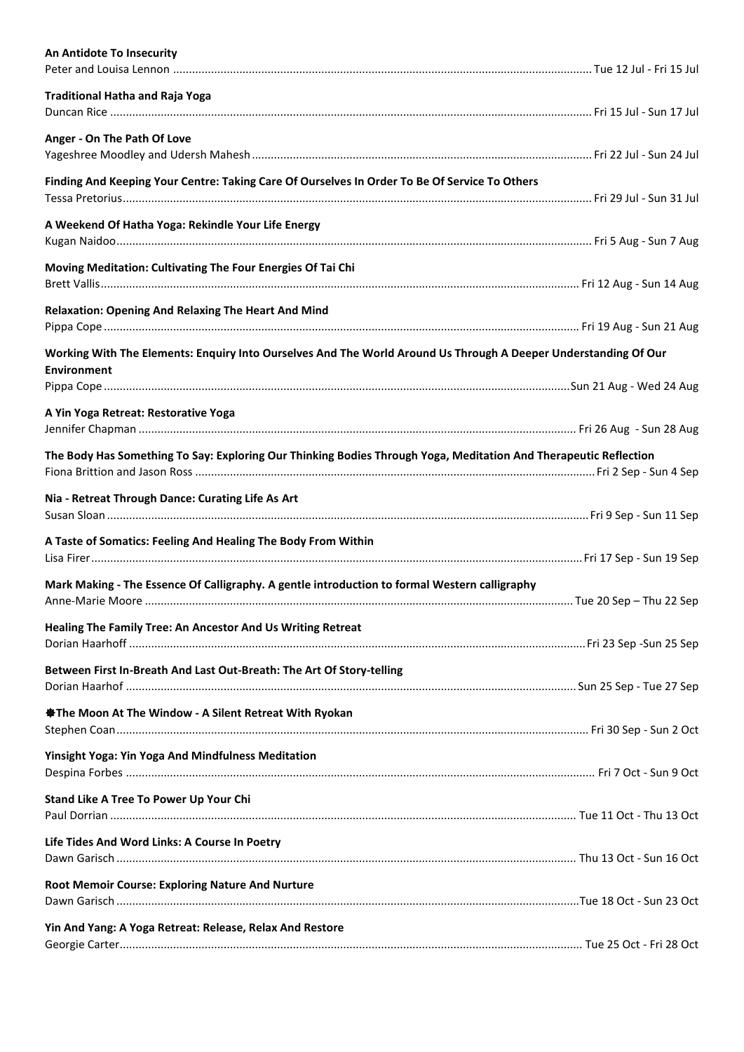**An Antidote To Insecurity**
Peter and Louisa Lennon ........ Tue 12 Jul - Fri 15 Jul

**Traditional Hatha and Raja Yoga**
Duncan Rice ........ Fri 15 Jul - Sun 17 Jul

**Anger - On The Path Of Love**
Yageshree Moodley and Udersh Mahesh ........ Fri 22 Jul - Sun 24 Jul

**Finding And Keeping Your Centre: Taking Care Of Ourselves In Order To Be Of Service To Others**
Tessa Pretorius ........ Fri 29 Jul - Sun 31 Jul

**A Weekend Of Hatha Yoga: Rekindle Your Life Energy**
Kugan Naidoo ........ Fri 5 Aug - Sun 7 Aug

**Moving Meditation: Cultivating The Four Energies Of Tai Chi**
Brett Vallis ........ Fri 12 Aug - Sun 14 Aug

**Relaxation: Opening And Relaxing The Heart And Mind**
Pippa Cope ........ Fri 19 Aug - Sun 21 Aug

**Working With The Elements: Enquiry Into Ourselves And The World Around Us Through A Deeper Understanding Of Our Environment**
Pippa Cope ........ Sun 21 Aug - Wed 24 Aug

**A Yin Yoga Retreat: Restorative Yoga**
Jennifer Chapman ........ Fri 26 Aug - Sun 28 Aug

**The Body Has Something To Say: Exploring Our Thinking Bodies Through Yoga, Meditation And Therapeutic Reflection**
Fiona Brittion and Jason Ross ........ Fri 2 Sep - Sun 4 Sep

**Nia - Retreat Through Dance: Curating Life As Art**
Susan Sloan ........ Fri 9 Sep - Sun 11 Sep

**A Taste of Somatics: Feeling And Healing The Body From Within**
Lisa Firer ........ Fri 17 Sep - Sun 19 Sep

**Mark Making - The Essence Of Calligraphy. A gentle introduction to formal Western calligraphy**
Anne-Marie Moore ........ Tue 20 Sep – Thu 22 Sep

**Healing The Family Tree: An Ancestor And Us Writing Retreat**
Dorian Haarhoff ........ Fri 23 Sep -Sun 25 Sep

**Between First In-Breath And Last Out-Breath: The Art Of Story-telling**
Dorian Haarhof ........ Sun 25 Sep - Tue 27 Sep

**❃The Moon At The Window - A Silent Retreat With Ryokan**
Stephen Coan ........ Fri 30 Sep - Sun 2 Oct

**Yinsight Yoga: Yin Yoga And Mindfulness Meditation**
Despina Forbes ........ Fri 7 Oct - Sun 9 Oct

**Stand Like A Tree To Power Up Your Chi**
Paul Dorrian ........ Tue 11 Oct - Thu 13 Oct

**Life Tides And Word Links: A Course In Poetry**
Dawn Garisch ........ Thu 13 Oct - Sun 16 Oct

**Root Memoir Course: Exploring Nature And Nurture**
Dawn Garisch ........ Tue 18 Oct - Sun 23 Oct

**Yin And Yang: A Yoga Retreat: Release, Relax And Restore**
Georgie Carter ........ Tue 25 Oct - Fri 28 Oct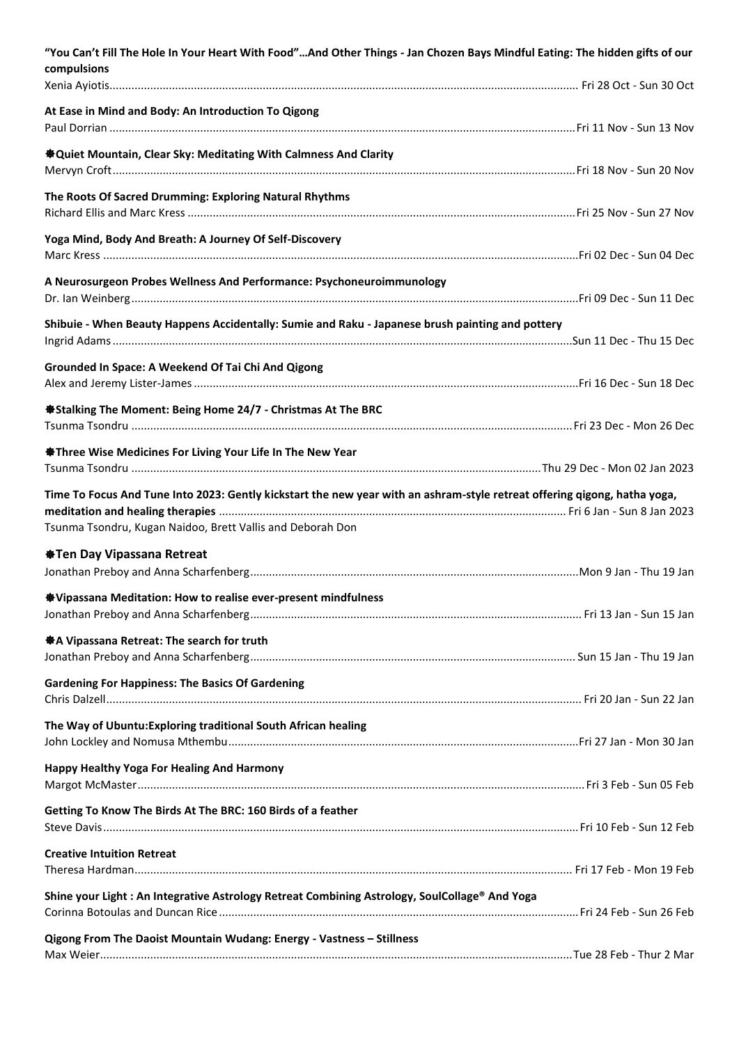**"You Can't Fill The Hole In Your Heart With Food"…And Other Things - Jan Chozen Bays Mindful Eating: The hidden gifts of our compulsions**
Xenia Ayiotis........................................................................................................................ Fri 28 Oct - Sun 30 Oct

**At Ease in Mind and Body: An Introduction To Qigong**
Paul Dorrian ........................................................................................................................Fri 11 Nov - Sun 13 Nov

**❋Quiet Mountain, Clear Sky: Meditating With Calmness And Clarity**
Mervyn Croft........................................................................................................................Fri 18 Nov - Sun 20 Nov

**The Roots Of Sacred Drumming: Exploring Natural Rhythms**
Richard Ellis and Marc Kress ................................................................................................Fri 25 Nov - Sun 27 Nov

**Yoga Mind, Body And Breath: A Journey Of Self-Discovery**
Marc Kress ...........................................................................................................................Fri 02 Dec - Sun 04 Dec

**A Neurosurgeon Probes Wellness And Performance: Psychoneuroimmunology**
Dr. Ian Weinberg..................................................................................................................Fri 09 Dec - Sun 11 Dec

**Shibuie - When Beauty Happens Accidentally: Sumie and Raku - Japanese brush painting and pottery**
Ingrid Adams........................................................................................................................Sun 11 Dec - Thu 15 Dec

**Grounded In Space: A Weekend Of Tai Chi And Qigong**
Alex and Jeremy Lister-James ..............................................................................................Fri 16 Dec - Sun 18 Dec

**❋Stalking The Moment: Being Home 24/7 - Christmas At The BRC**
Tsunma Tsondru ..................................................................................................................Fri 23 Dec - Mon 26 Dec

**❋Three Wise Medicines For Living Your Life In The New Year**
Tsunma Tsondru ..................................................................................................................Thu 29 Dec - Mon 02 Jan 2023

**Time To Focus And Tune Into 2023: Gently kickstart the new year with an ashram-style retreat offering qigong, hatha yoga, meditation and healing therapies** ............................................................................................ Fri 6 Jan - Sun 8 Jan 2023
Tsunma Tsondru, Kugan Naidoo, Brett Vallis and Deborah Don

**❋Ten Day Vipassana Retreat**
Jonathan Preboy and Anna Scharfenberg.............................................................................Mon 9 Jan - Thu 19 Jan

**❋Vipassana Meditation: How to realise ever-present mindfulness**
Jonathan Preboy and Anna Scharfenberg............................................................................. Fri 13 Jan - Sun 15 Jan

**❋A Vipassana Retreat: The search for truth**
Jonathan Preboy and Anna Scharfenberg............................................................................. Sun 15 Jan - Thu 19 Jan

**Gardening For Happiness: The Basics Of Gardening**
Chris Dalzell......................................................................................................................... Fri 20 Jan - Sun 22 Jan

**The Way of Ubuntu:Exploring traditional South African healing**
John Lockley and Nomusa Mthembu....................................................................................Fri 27 Jan - Mon 30 Jan

**Happy Healthy Yoga For Healing And Harmony**
Margot McMaster..................................................................................................................Fri 3 Feb - Sun 05 Feb

**Getting To Know The Birds At The BRC: 160 Birds of a feather**
Steve Davis...........................................................................................................................Fri 10 Feb - Sun 12 Feb

**Creative Intuition Retreat**
Theresa Hardman................................................................................................................. Fri 17 Feb - Mon 19 Feb

**Shine your Light : An Integrative Astrology Retreat Combining Astrology, SoulCollage® And Yoga**
Corinna Botoulas and Duncan Rice ......................................................................................Fri 24 Feb - Sun 26 Feb

**Qigong From The Daoist Mountain Wudang: Energy - Vastness – Stillness**
Max Weier.............................................................................................................................Tue 28 Feb - Thur 2 Mar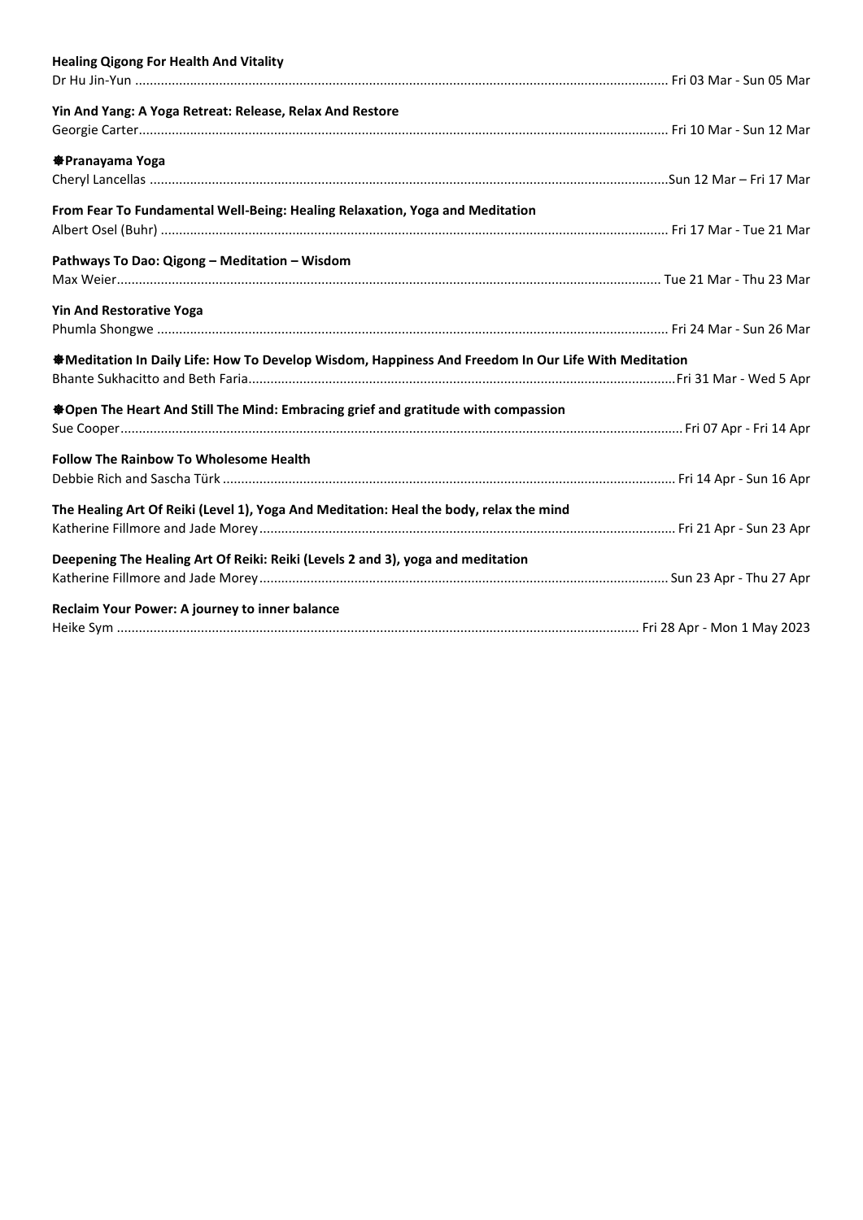**Healing Qigong For Health And Vitality**
Dr Hu Jin-Yun ............................................................ Fri 03 Mar - Sun 05 Mar

**Yin And Yang: A Yoga Retreat: Release, Relax And Restore**
Georgie Carter............................................................ Fri 10 Mar - Sun 12 Mar

**❋Pranayama Yoga**
Cheryl Lancellas ............................................................Sun 12 Mar – Fri 17 Mar

**From Fear To Fundamental Well-Being: Healing Relaxation, Yoga and Meditation**
Albert Osel (Buhr) ............................................................ Fri 17 Mar - Tue 21 Mar

**Pathways To Dao: Qigong – Meditation – Wisdom**
Max Weier............................................................ Tue 21 Mar - Thu 23 Mar

**Yin And Restorative Yoga**
Phumla Shongwe ............................................................ Fri 24 Mar - Sun 26 Mar

**❋Meditation In Daily Life: How To Develop Wisdom, Happiness And Freedom In Our Life With Meditation**
Bhante Sukhacitto and Beth Faria............................................................Fri 31 Mar - Wed 5 Apr

**❋Open The Heart And Still The Mind: Embracing grief and gratitude with compassion**
Sue Cooper............................................................ Fri 07 Apr - Fri 14 Apr

**Follow The Rainbow To Wholesome Health**
Debbie Rich and Sascha Türk ............................................................ Fri 14 Apr - Sun 16 Apr

**The Healing Art Of Reiki (Level 1), Yoga And Meditation: Heal the body, relax the mind**
Katherine Fillmore and Jade Morey............................................................ Fri 21 Apr - Sun 23 Apr

**Deepening The Healing Art Of Reiki: Reiki (Levels 2 and 3), yoga and meditation**
Katherine Fillmore and Jade Morey............................................................ Sun 23 Apr - Thu 27 Apr

**Reclaim Your Power: A journey to inner balance**
Heike Sym ............................................................ Fri 28 Apr - Mon 1 May 2023